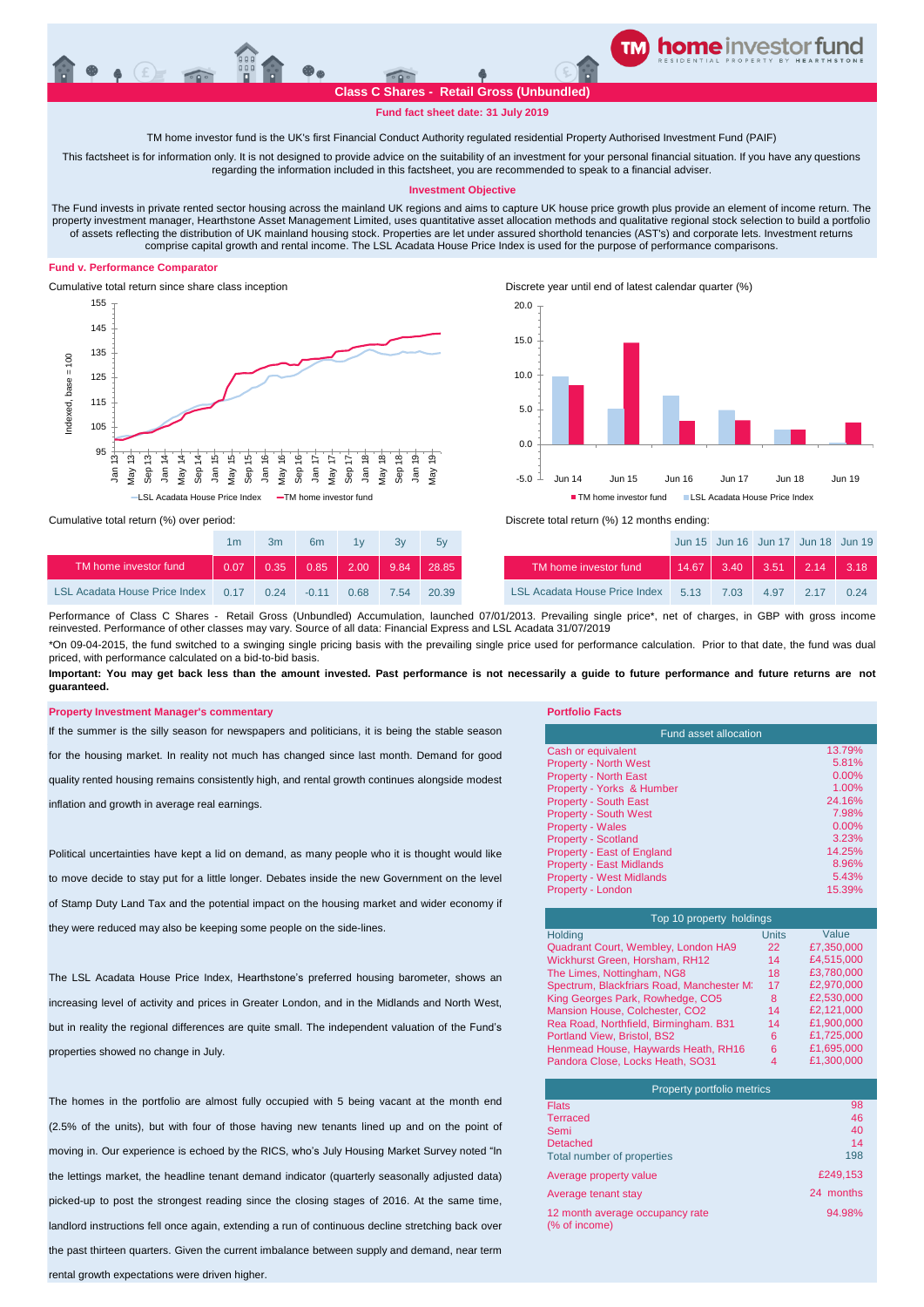# home investor fund

RESIDENTIAL PROPERTY BY HEARTHSTONE

## Class C Shares - Retail Gross (Unbundled)

**Fund fact sheet date: 31 July 2019**

TM home investor fund is the UK's first Financial Conduct Authority regulated residential Property Authorised Investment Fund (PAIF)

This factsheet is for information only. It is not designed to provide advice on the suitability of an investment for your personal financial situation. If you have any questions regarding the information included in this factsheet, you are recommended to speak to a financial adviser.

### Investment Objective

The Fund invests in private rented sector housing across the mainland UK regions and aims to capture UK house price growth plus provide an element of income return. The property investment manager, Hearthstone Asset Management Limited, uses quantitative asset allocation methods and qualitative regional stock selection to build a portfolio of assets reflecting the distribution of UK mainland housing stock. Properties are let under assured shorthold tenancies (AST's) and corporate lets. Investment returns comprise capital growth and rental income. The LSL Acadata House Price Index is used for the purpose of performance comparisons.

### Fund v. Performance Comparator

Cumulative total return since share class inception

Indexed, base = 100

155
145
135
125
115
105
95

Jan 13, May 13, Sep 13, Jan 14, May 14, Sep 14, Jan 15, May 15, Sep 15, Jan 16, May 16, Sep 16, Jan 17, May 17, Sep 17, Jan 18, May 18, Sep 18, Jan 19, May 19

—LSL Acadata House Price Index —TM home investor fund

Discrete year until end of latest calendar quarter (%)

20.0
15.0
10.0
5.0
0.0
-5.0

Jun 14, Jun 15, Jun 16, Jun 17, Jun 18, Jun 19

■ TM home investor fund ■ LSL Acadata House Price Index

Cumulative total return (%) over period:

| | 1m | 3m | 6m | 1y | 3y | 5y |
|---|---|---|---|---|---|---|
| TM home investor fund | 0.07 | 0.35 | 0.85 | 2.00 | 9.84 | 28.85 |
| LSL Acadata House Price Index | 0.17 | 0.24 | -0.11 | 0.68 | 7.54 | 20.39 |

Discrete total return (%) 12 months ending:

| | Jun 15 | Jun 16 | Jun 17 | Jun 18 | Jun 19 |
|---|---|---|---|---|---|
| TM home investor fund | 14.67 | 3.40 | 3.51 | 2.14 | 3.18 |
| LSL Acadata House Price Index | 5.13 | 7.03 | 4.97 | 2.17 | 0.24 |

Performance of Class C Shares - Retail Gross (Unbundled) Accumulation, launched 07/01/2013. Prevailing single price*, net of charges, in GBP with gross income reinvested. Performance of other classes may vary. Source of all data: Financial Express and LSL Acadata 31/07/2019

*On 09-04-2015, the fund switched to a swinging single pricing basis with the prevailing single price used for performance calculation. Prior to that date, the fund was dual priced, with performance calculated on a bid-to-bid basis.

**Important: You may get back less than the amount invested. Past performance is not necessarily a guide to future performance and future returns are not guaranteed.**

### Property Investment Manager's commentary

If the summer is the silly season for newspapers and politicians, it is being the stable season for the housing market. In reality not much has changed since last month. Demand for good quality rented housing remains consistently high, and rental growth continues alongside modest inflation and growth in average real earnings.

Political uncertainties have kept a lid on demand, as many people who it is thought would like to move decide to stay put for a little longer. Debates inside the new Government on the level of Stamp Duty Land Tax and the potential impact on the housing market and wider economy if they were reduced may also be keeping some people on the side-lines.

The LSL Acadata House Price Index, Hearthstone's preferred housing barometer, shows an increasing level of activity and prices in Greater London, and in the Midlands and North West, but in reality the regional differences are quite small. The independent valuation of the Fund's properties showed no change in July.

The homes in the portfolio are almost fully occupied with 5 being vacant at the month end (2.5% of the units), but with four of those having new tenants lined up and on the point of moving in. Our experience is echoed by the RICS, who's July Housing Market Survey noted "In the lettings market, the headline tenant demand indicator (quarterly seasonally adjusted data) picked-up to post the strongest reading since the closing stages of 2016. At the same time, landlord instructions fell once again, extending a run of continuous decline stretching back over the past thirteen quarters. Given the current imbalance between supply and demand, near term rental growth expectations were driven higher.

### Portfolio Facts

| Fund asset allocation | |
|---|---|
| Cash or equivalent | 13.79% |
| Property - North West | 5.81% |
| Property - North East | 0.00% |
| Property - Yorks & Humber | 1.00% |
| Property - South East | 24.16% |
| Property - South West | 7.98% |
| Property - Wales | 0.00% |
| Property - Scotland | 3.23% |
| Property - East of England | 14.25% |
| Property - East Midlands | 8.96% |
| Property - West Midlands | 5.43% |
| Property - London | 15.39% |

| Top 10 property holdings | | |
|---|---|---|
| Holding | Units | Value |
| Quadrant Court, Wembley, London HA9 | 22 | £7,350,000 |
| Wickhurst Green, Horsham, RH12 | 14 | £4,515,000 |
| The Limes, Nottingham, NG8 | 18 | £3,780,000 |
| Spectrum, Blackfriars Road, Manchester M: | 17 | £2,970,000 |
| King Georges Park, Rowhedge, CO5 | 8 | £2,530,000 |
| Mansion House, Colchester, CO2 | 14 | £2,121,000 |
| Rea Road, Northfield, Birmingham. B31 | 14 | £1,900,000 |
| Portland View, Bristol, BS2 | 6 | £1,725,000 |
| Henmead House, Haywards Heath, RH16 | 6 | £1,695,000 |
| Pandora Close, Locks Heath, SO31 | 4 | £1,300,000 |

| Property portfolio metrics | |
|---|---|
| Flats | 98 |
| Terraced | 46 |
| Semi | 40 |
| Detached | 14 |
| Total number of properties | 198 |
| Average property value | £249,153 |
| Average tenant stay | 24 months |
| 12 month average occupancy rate (% of income) | 94.98% |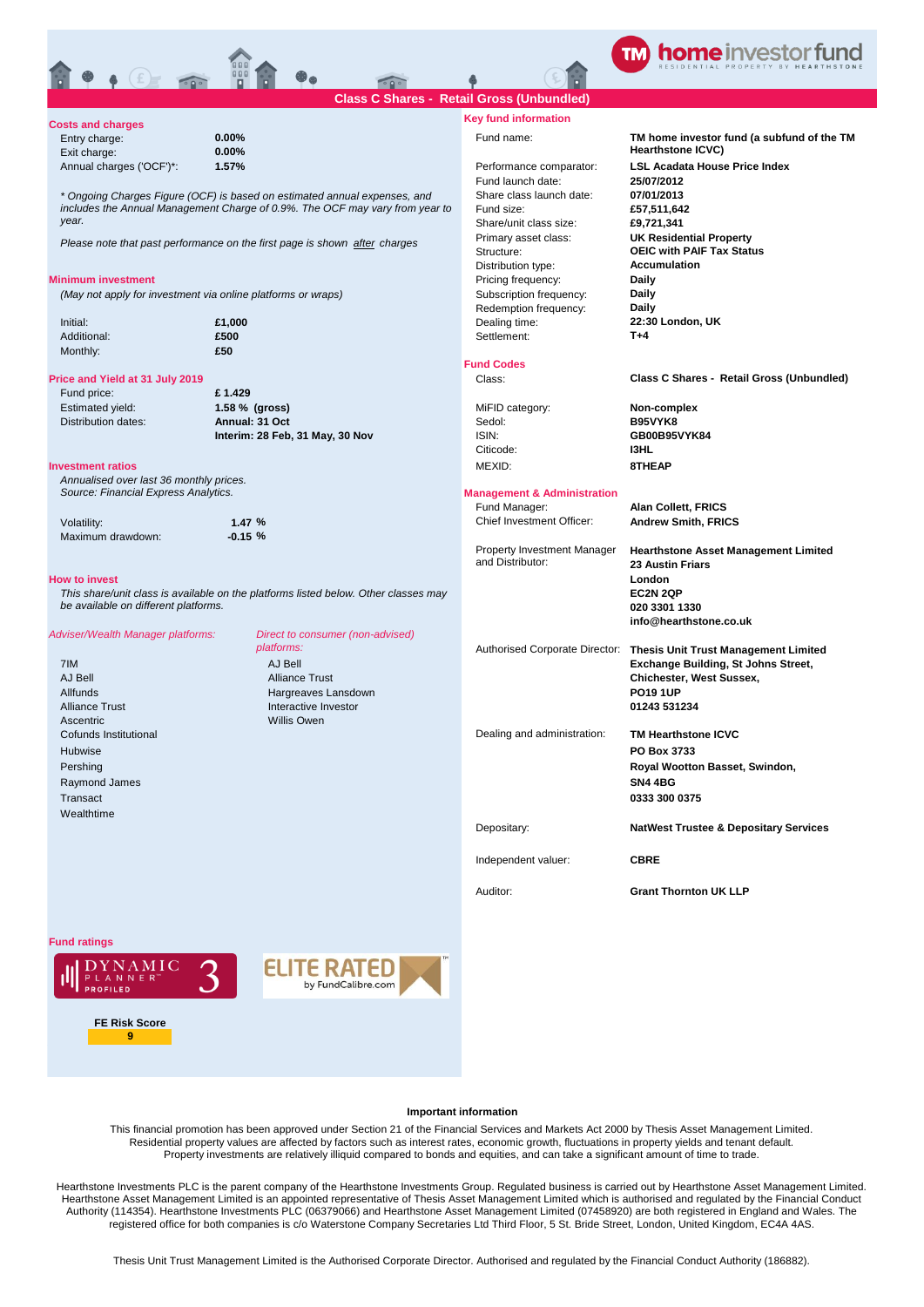## Class C Shares - Retail Gross (Unbundled)

### Costs and charges

| | |
|---|---|
| Entry charge: | 0.00% |
| Exit charge: | 0.00% |
| Annual charges ('OCF')*: | 1.57% |

*\* Ongoing Charges Figure (OCF) is based on estimated annual expenses, and includes the Annual Management Charge of 0.9%. The OCF may vary from year to year.*

*Please note that past performance on the first page is shown after charges*

### Minimum investment

*(May not apply for investment via online platforms or wraps)*

| | |
|---|---|
| Initial: | £1,000 |
| Additional: | £500 |
| Monthly: | £50 |

### Price and Yield at 31 July 2019

| | |
|---|---|
| Fund price: | £ 1.429 |
| Estimated yield: | 1.58 % (gross) |
| Distribution dates: | Annual: 31 Oct<br>Interim: 28 Feb, 31 May, 30 Nov |

### Investment ratios

*Annualised over last 36 monthly prices.*
*Source: Financial Express Analytics.*

| | |
|---|---|
| Volatility: | 1.47 % |
| Maximum drawdown: | -0.15 % |

### How to invest

*This share/unit class is available on the platforms listed below. Other classes may be available on different platforms.*

*Adviser/Wealth Manager platforms:*

- 7IM
- AJ Bell
- Allfunds
- Alliance Trust
- Ascentric
- Cofunds Institutional
- Hubwise
- Pershing
- Raymond James
- Transact
- Wealthtime

*Direct to consumer (non-advised) platforms:*

- AJ Bell
- Alliance Trust
- Hargreaves Lansdown
- Interactive Investor
- Willis Owen

### Fund ratings

DYNAMIC PLANNER PROFILED 3

ELITE RATED by FundCalibre.com

FE Risk Score
9

### Key fund information

| | |
|---|---|
| Fund name: | TM home investor fund (a subfund of the TM Hearthstone ICVC) |
| Performance comparator: | LSL Acadata House Price Index |
| Fund launch date: | 25/07/2012 |
| Share class launch date: | 07/01/2013 |
| Fund size: | £57,511,642 |
| Share/unit class size: | £9,721,341 |
| Primary asset class: | UK Residential Property |
| Structure: | OEIC with PAIF Tax Status |
| Distribution type: | Accumulation |
| Pricing frequency: | Daily |
| Subscription frequency: | Daily |
| Redemption frequency: | Daily |
| Dealing time: | 22:30 London, UK |
| Settlement: | T+4 |

### Fund Codes

| | |
|---|---|
| Class: | Class C Shares - Retail Gross (Unbundled) |
| MiFID category: | Non-complex |
| Sedol: | B95VYK8 |
| ISIN: | GB00B95VYK84 |
| Citicode: | I3HL |
| MEXID: | 8THEAP |

### Management & Administration

| | |
|---|---|
| Fund Manager: | Alan Collett, FRICS |
| Chief Investment Officer: | Andrew Smith, FRICS |
| Property Investment Manager and Distributor: | Hearthstone Asset Management Limited<br>23 Austin Friars<br>London<br>EC2N 2QP<br>020 3301 1330<br>info@hearthstone.co.uk |
| Authorised Corporate Director: | Thesis Unit Trust Management Limited<br>Exchange Building, St Johns Street,<br>Chichester, West Sussex,<br>PO19 1UP<br>01243 531234 |
| Dealing and administration: | TM Hearthstone ICVC<br>PO Box 3733<br>Royal Wootton Basset, Swindon,<br>SN4 4BG<br>0333 300 0375 |
| Depositary: | NatWest Trustee & Depositary Services |
| Independent valuer: | CBRE |
| Auditor: | Grant Thornton UK LLP |

### Important information

This financial promotion has been approved under Section 21 of the Financial Services and Markets Act 2000 by Thesis Asset Management Limited. Residential property values are affected by factors such as interest rates, economic growth, fluctuations in property yields and tenant default. Property investments are relatively illiquid compared to bonds and equities, and can take a significant amount of time to trade.

Hearthstone Investments PLC is the parent company of the Hearthstone Investments Group. Regulated business is carried out by Hearthstone Asset Management Limited. Hearthstone Asset Management Limited is an appointed representative of Thesis Asset Management Limited which is authorised and regulated by the Financial Conduct Authority (114354). Hearthstone Investments PLC (06379066) and Hearthstone Asset Management Limited (07458920) are both registered in England and Wales. The registered office for both companies is c/o Waterstone Company Secretaries Ltd Third Floor, 5 St. Bride Street, London, United Kingdom, EC4A 4AS.

Thesis Unit Trust Management Limited is the Authorised Corporate Director. Authorised and regulated by the Financial Conduct Authority (186882).